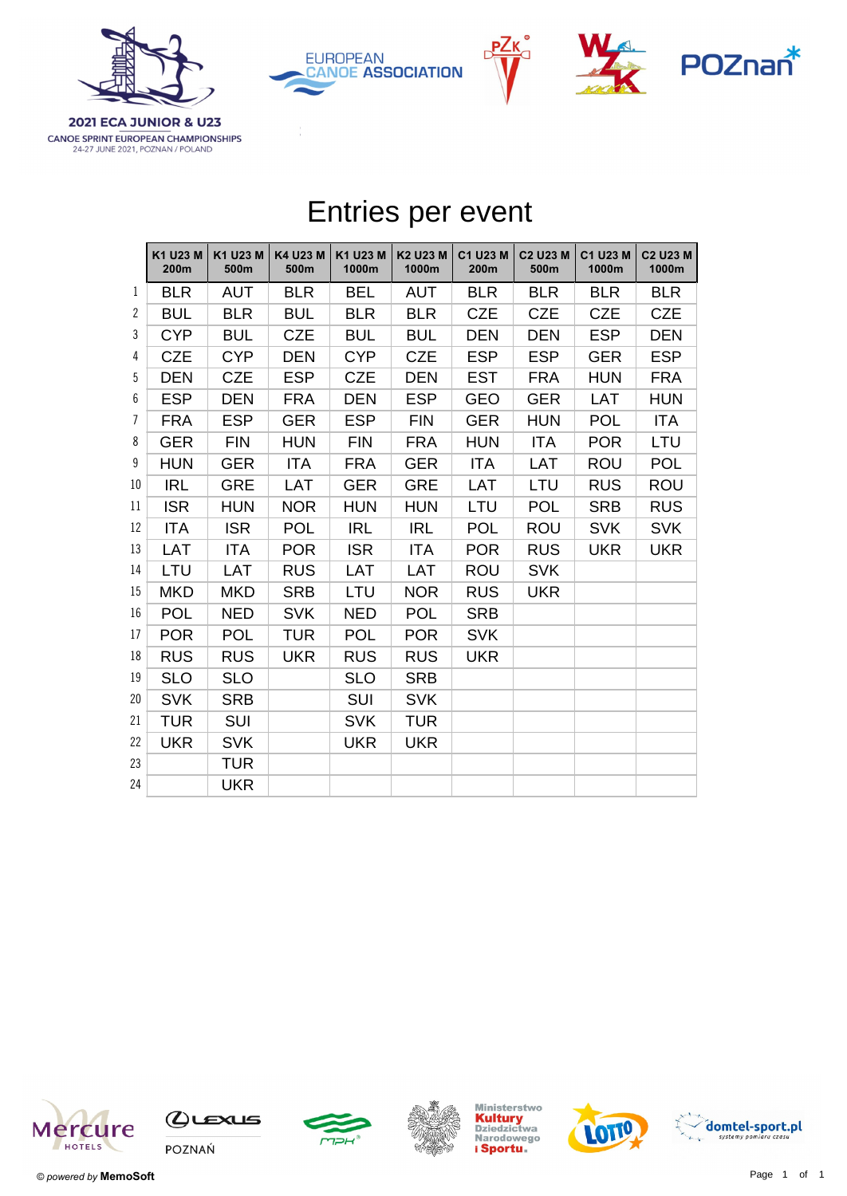2021 ECA JUNIOR & U23

CANOE SPRINT EUROPEAN CHAMPIONSHIPS

24-27 JUNE 2021, POZNAN / POLAND

# Entries per event

| | K1 U23 M 200m | K1 U23 M 500m | K4 U23 M 500m | K1 U23 M 1000m | K2 U23 M 1000m | C1 U23 M 200m | C2 U23 M 500m | C1 U23 M 1000m | C2 U23 M 1000m |
|---|---|---|---|---|---|---|---|---|---|
| 1 | BLR | AUT | BLR | BEL | AUT | BLR | BLR | BLR | BLR |
| 2 | BUL | BLR | BUL | BLR | BLR | CZE | CZE | CZE | CZE |
| 3 | CYP | BUL | CZE | BUL | BUL | DEN | DEN | ESP | DEN |
| 4 | CZE | CYP | DEN | CYP | CZE | ESP | ESP | GER | ESP |
| 5 | DEN | CZE | ESP | CZE | DEN | EST | FRA | HUN | FRA |
| 6 | ESP | DEN | FRA | DEN | ESP | GEO | GER | LAT | HUN |
| 7 | FRA | ESP | GER | ESP | FIN | GER | HUN | POL | ITA |
| 8 | GER | FIN | HUN | FIN | FRA | HUN | ITA | POR | LTU |
| 9 | HUN | GER | ITA | FRA | GER | ITA | LAT | ROU | POL |
| 10 | IRL | GRE | LAT | GER | GRE | LAT | LTU | RUS | ROU |
| 11 | ISR | HUN | NOR | HUN | HUN | LTU | POL | SRB | RUS |
| 12 | ITA | ISR | POL | IRL | IRL | POL | ROU | SVK | SVK |
| 13 | LAT | ITA | POR | ISR | ITA | POR | RUS | UKR | UKR |
| 14 | LTU | LAT | RUS | LAT | LAT | ROU | SVK | | |
| 15 | MKD | MKD | SRB | LTU | NOR | RUS | UKR | | |
| 16 | POL | NED | SVK | NED | POL | SRB | | | |
| 17 | POR | POL | TUR | POL | POR | SVK | | | |
| 18 | RUS | RUS | UKR | RUS | RUS | UKR | | | |
| 19 | SLO | SLO | | SLO | SRB | | | | |
| 20 | SVK | SRB | | SUI | SVK | | | | |
| 21 | TUR | SUI | | SVK | TUR | | | | |
| 22 | UKR | SVK | | UKR | UKR | | | | |
| 23 | | TUR | | | | | | | |
| 24 | | UKR | | | | | | | |

© *powered by* **MemoSoft**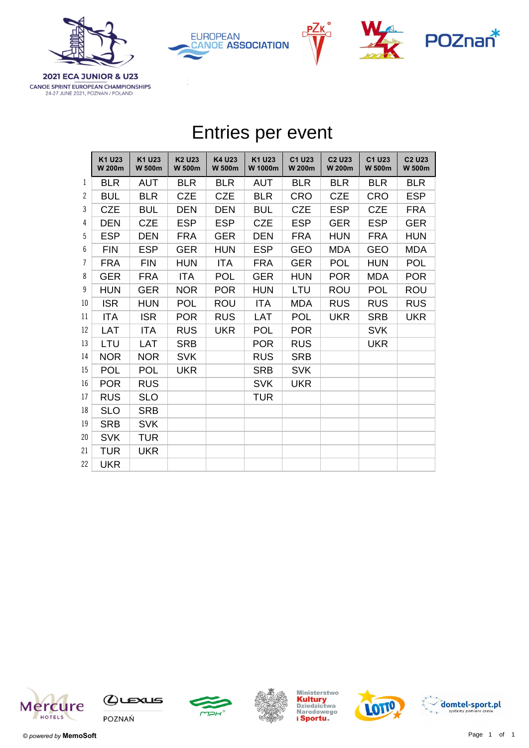2021 ECA JUNIOR & U23

CANOE SPRINT EUROPEAN CHAMPIONSHIPS

24-27 JUNE 2021, POZNAN / POLAND

# Entries per event

| | K1 U23 W 200m | K1 U23 W 500m | K2 U23 W 500m | K4 U23 W 500m | K1 U23 W 1000m | C1 U23 W 200m | C2 U23 W 200m | C1 U23 W 500m | C2 U23 W 500m |
|---|---|---|---|---|---|---|---|---|---|
| 1 | BLR | AUT | BLR | BLR | AUT | BLR | BLR | BLR | BLR |
| 2 | BUL | BLR | CZE | CZE | BLR | CRO | CZE | CRO | ESP |
| 3 | CZE | BUL | DEN | DEN | BUL | CZE | ESP | CZE | FRA |
| 4 | DEN | CZE | ESP | ESP | CZE | ESP | GER | ESP | GER |
| 5 | ESP | DEN | FRA | GER | DEN | FRA | HUN | FRA | HUN |
| 6 | FIN | ESP | GER | HUN | ESP | GEO | MDA | GEO | MDA |
| 7 | FRA | FIN | HUN | ITA | FRA | GER | POL | HUN | POL |
| 8 | GER | FRA | ITA | POL | GER | HUN | POR | MDA | POR |
| 9 | HUN | GER | NOR | POR | HUN | LTU | ROU | POL | ROU |
| 10 | ISR | HUN | POL | ROU | ITA | MDA | RUS | RUS | RUS |
| 11 | ITA | ISR | POR | RUS | LAT | POL | UKR | SRB | UKR |
| 12 | LAT | ITA | RUS | UKR | POL | POR | | SVK | |
| 13 | LTU | LAT | SRB | | POR | RUS | | UKR | |
| 14 | NOR | NOR | SVK | | RUS | SRB | | | |
| 15 | POL | POL | UKR | | SRB | SVK | | | |
| 16 | POR | RUS | | | SVK | UKR | | | |
| 17 | RUS | SLO | | | TUR | | | | |
| 18 | SLO | SRB | | | | | | | |
| 19 | SRB | SVK | | | | | | | |
| 20 | SVK | TUR | | | | | | | |
| 21 | TUR | UKR | | | | | | | |
| 22 | UKR | | | | | | | | |

© *powered by* **MemoSoft**